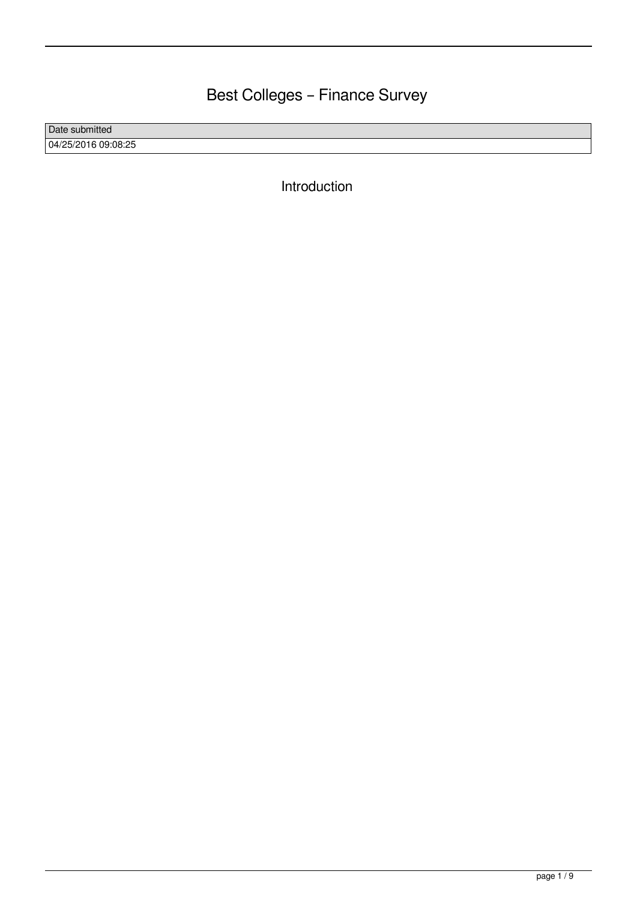# Best Colleges – Finance Survey

| Date submitted |
| --- |
| 04/25/2016 09:08:25 |

## Introduction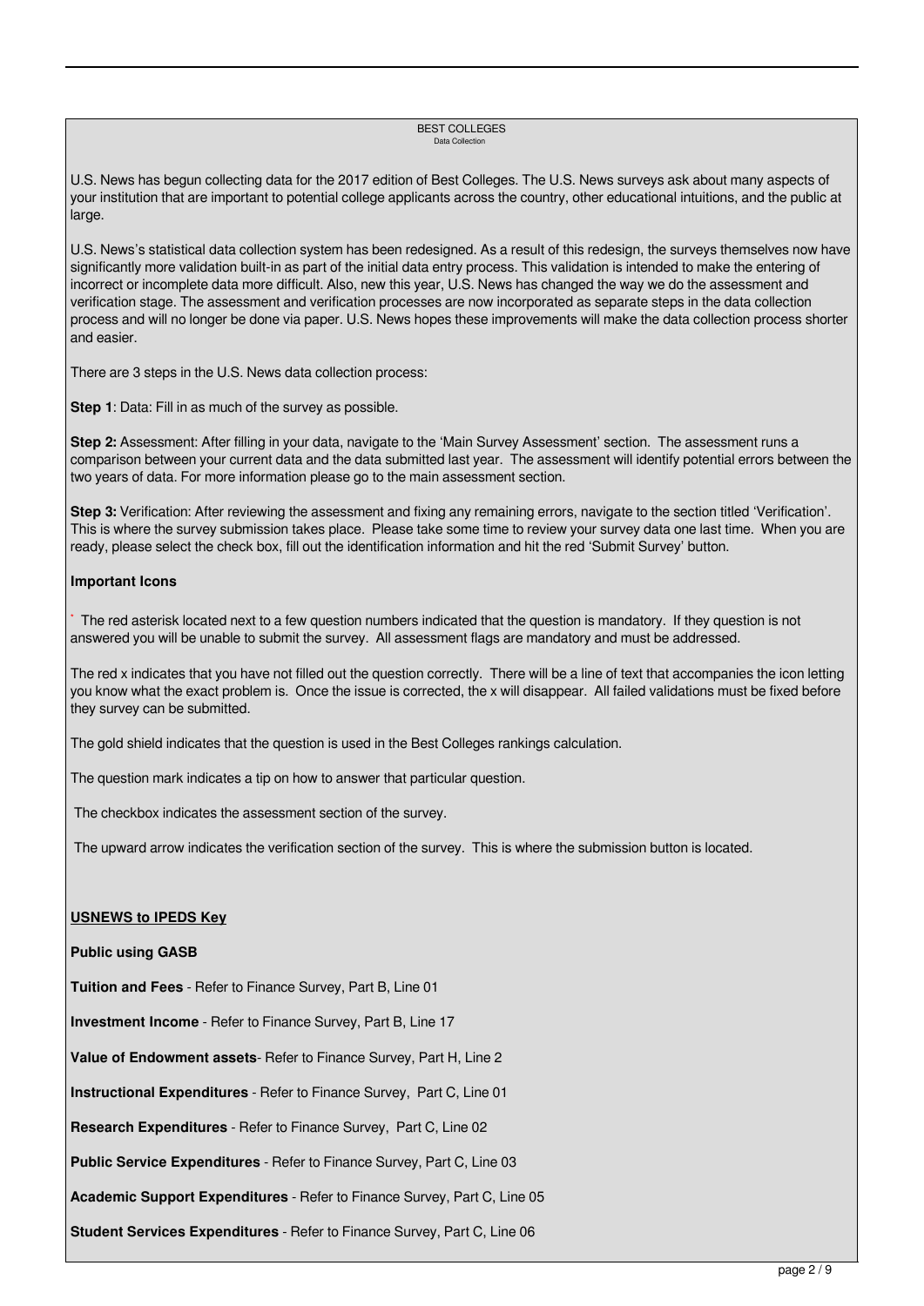BEST COLLEGES

Data Collection

U.S. News has begun collecting data for the 2017 edition of Best Colleges. The U.S. News surveys ask about many aspects of your institution that are important to potential college applicants across the country, other educational intuitions, and the public at large.

U.S. News's statistical data collection system has been redesigned. As a result of this redesign, the surveys themselves now have significantly more validation built-in as part of the initial data entry process. This validation is intended to make the entering of incorrect or incomplete data more difficult. Also, new this year, U.S. News has changed the way we do the assessment and verification stage. The assessment and verification processes are now incorporated as separate steps in the data collection process and will no longer be done via paper. U.S. News hopes these improvements will make the data collection process shorter and easier.

There are 3 steps in the U.S. News data collection process:

**Step 1**: Data: Fill in as much of the survey as possible.

**Step 2:** Assessment: After filling in your data, navigate to the 'Main Survey Assessment' section. The assessment runs a comparison between your current data and the data submitted last year. The assessment will identify potential errors between the two years of data. For more information please go to the main assessment section.

**Step 3:** Verification: After reviewing the assessment and fixing any remaining errors, navigate to the section titled 'Verification'. This is where the survey submission takes place. Please take some time to review your survey data one last time. When you are ready, please select the check box, fill out the identification information and hit the red 'Submit Survey' button.

**Important Icons**

* The red asterisk located next to a few question numbers indicated that the question is mandatory. If they question is not answered you will be unable to submit the survey. All assessment flags are mandatory and must be addressed.

The red x indicates that you have not filled out the question correctly. There will be a line of text that accompanies the icon letting you know what the exact problem is. Once the issue is corrected, the x will disappear. All failed validations must be fixed before they survey can be submitted.

The gold shield indicates that the question is used in the Best Colleges rankings calculation.

The question mark indicates a tip on how to answer that particular question.

The checkbox indicates the assessment section of the survey.

The upward arrow indicates the verification section of the survey. This is where the submission button is located.

**USNEWS to IPEDS Key**

**Public using GASB**

**Tuition and Fees** - Refer to Finance Survey, Part B, Line 01

**Investment Income** - Refer to Finance Survey, Part B, Line 17

**Value of Endowment assets**- Refer to Finance Survey, Part H, Line 2

**Instructional Expenditures** - Refer to Finance Survey, Part C, Line 01

**Research Expenditures** - Refer to Finance Survey, Part C, Line 02

**Public Service Expenditures** - Refer to Finance Survey, Part C, Line 03

**Academic Support Expenditures** - Refer to Finance Survey, Part C, Line 05

**Student Services Expenditures** - Refer to Finance Survey, Part C, Line 06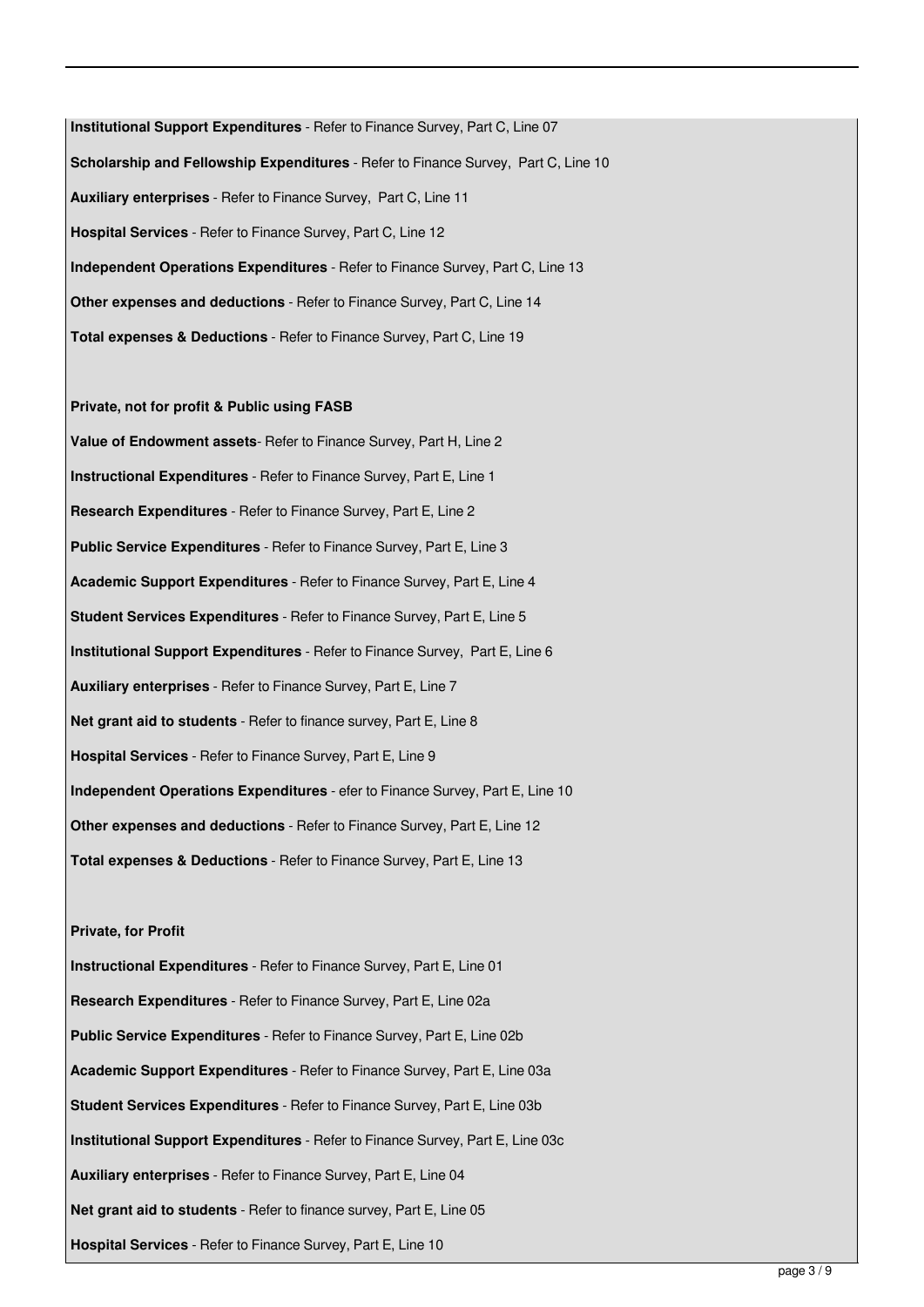**Institutional Support Expenditures** - Refer to Finance Survey, Part C, Line 07

**Scholarship and Fellowship Expenditures** - Refer to Finance Survey, Part C, Line 10

**Auxiliary enterprises** - Refer to Finance Survey, Part C, Line 11

**Hospital Services** - Refer to Finance Survey, Part C, Line 12

**Independent Operations Expenditures** - Refer to Finance Survey, Part C, Line 13

**Other expenses and deductions** - Refer to Finance Survey, Part C, Line 14

**Total expenses & Deductions** - Refer to Finance Survey, Part C, Line 19

**Private, not for profit & Public using FASB**

**Value of Endowment assets**- Refer to Finance Survey, Part H, Line 2

**Instructional Expenditures** - Refer to Finance Survey, Part E, Line 1

**Research Expenditures** - Refer to Finance Survey, Part E, Line 2

**Public Service Expenditures** - Refer to Finance Survey, Part E, Line 3

**Academic Support Expenditures** - Refer to Finance Survey, Part E, Line 4

**Student Services Expenditures** - Refer to Finance Survey, Part E, Line 5

**Institutional Support Expenditures** - Refer to Finance Survey, Part E, Line 6

**Auxiliary enterprises** - Refer to Finance Survey, Part E, Line 7

**Net grant aid to students** - Refer to finance survey, Part E, Line 8

**Hospital Services** - Refer to Finance Survey, Part E, Line 9

**Independent Operations Expenditures** - efer to Finance Survey, Part E, Line 10

**Other expenses and deductions** - Refer to Finance Survey, Part E, Line 12

**Total expenses & Deductions** - Refer to Finance Survey, Part E, Line 13

**Private, for Profit**

**Instructional Expenditures** - Refer to Finance Survey, Part E, Line 01

**Research Expenditures** - Refer to Finance Survey, Part E, Line 02a

**Public Service Expenditures** - Refer to Finance Survey, Part E, Line 02b

**Academic Support Expenditures** - Refer to Finance Survey, Part E, Line 03a

**Student Services Expenditures** - Refer to Finance Survey, Part E, Line 03b

**Institutional Support Expenditures** - Refer to Finance Survey, Part E, Line 03c

**Auxiliary enterprises** - Refer to Finance Survey, Part E, Line 04

**Net grant aid to students** - Refer to finance survey, Part E, Line 05

**Hospital Services** - Refer to Finance Survey, Part E, Line 10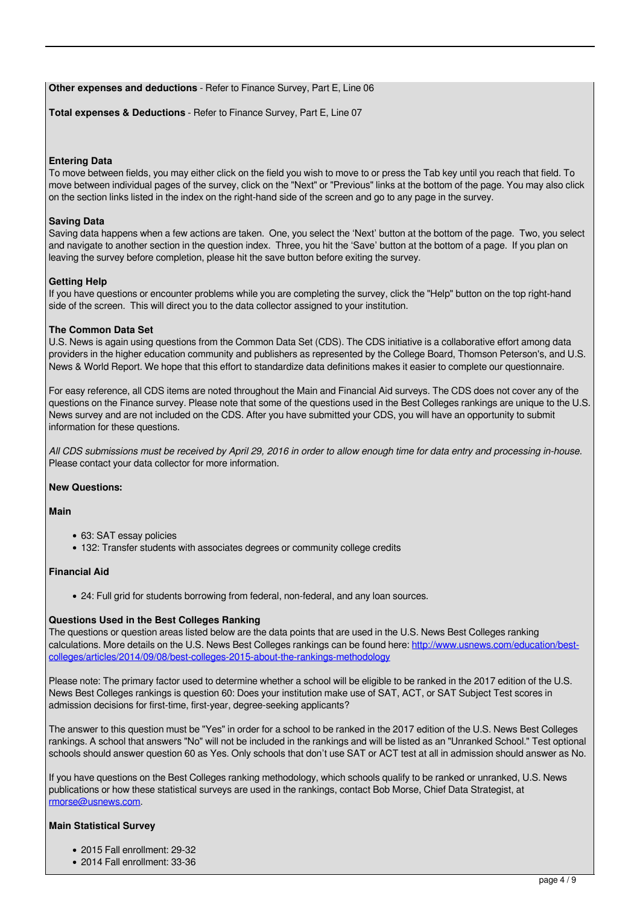**Other expenses and deductions** - Refer to Finance Survey, Part E, Line 06

**Total expenses & Deductions** - Refer to Finance Survey, Part E, Line 07

**Entering Data**
To move between fields, you may either click on the field you wish to move to or press the Tab key until you reach that field. To move between individual pages of the survey, click on the "Next" or "Previous" links at the bottom of the page. You may also click on the section links listed in the index on the right-hand side of the screen and go to any page in the survey.

**Saving Data**
Saving data happens when a few actions are taken. One, you select the 'Next' button at the bottom of the page. Two, you select and navigate to another section in the question index. Three, you hit the 'Save' button at the bottom of a page. If you plan on leaving the survey before completion, please hit the save button before exiting the survey.

**Getting Help**
If you have questions or encounter problems while you are completing the survey, click the "Help" button on the top right-hand side of the screen. This will direct you to the data collector assigned to your institution.

**The Common Data Set**
U.S. News is again using questions from the Common Data Set (CDS). The CDS initiative is a collaborative effort among data providers in the higher education community and publishers as represented by the College Board, Thomson Peterson's, and U.S. News & World Report. We hope that this effort to standardize data definitions makes it easier to complete our questionnaire.

For easy reference, all CDS items are noted throughout the Main and Financial Aid surveys. The CDS does not cover any of the questions on the Finance survey. Please note that some of the questions used in the Best Colleges rankings are unique to the U.S. News survey and are not included on the CDS. After you have submitted your CDS, you will have an opportunity to submit information for these questions.

*All CDS submissions must be received by April 29, 2016 in order to allow enough time for data entry and processing in-house.* Please contact your data collector for more information.

**New Questions:**

**Main**

- 63: SAT essay policies
- 132: Transfer students with associates degrees or community college credits

**Financial Aid**

- 24: Full grid for students borrowing from federal, non-federal, and any loan sources.

**Questions Used in the Best Colleges Ranking**
The questions or question areas listed below are the data points that are used in the U.S. News Best Colleges ranking calculations. More details on the U.S. News Best Colleges rankings can be found here: [http://www.usnews.com/education/best-colleges/articles/2014/09/08/best-colleges-2015-about-the-rankings-methodology](http://www.usnews.com/education/best-colleges/articles/2014/09/08/best-colleges-2015-about-the-rankings-methodology)

Please note: The primary factor used to determine whether a school will be eligible to be ranked in the 2017 edition of the U.S. News Best Colleges rankings is question 60: Does your institution make use of SAT, ACT, or SAT Subject Test scores in admission decisions for first-time, first-year, degree-seeking applicants?

The answer to this question must be "Yes" in order for a school to be ranked in the 2017 edition of the U.S. News Best Colleges rankings. A school that answers "No" will not be included in the rankings and will be listed as an "Unranked School." Test optional schools should answer question 60 as Yes. Only schools that don't use SAT or ACT test at all in admission should answer as No.

If you have questions on the Best Colleges ranking methodology, which schools qualify to be ranked or unranked, U.S. News publications or how these statistical surveys are used in the rankings, contact Bob Morse, Chief Data Strategist, at [rmorse@usnews.com](mailto:rmorse@usnews.com).

**Main Statistical Survey**

- 2015 Fall enrollment: 29-32
- 2014 Fall enrollment: 33-36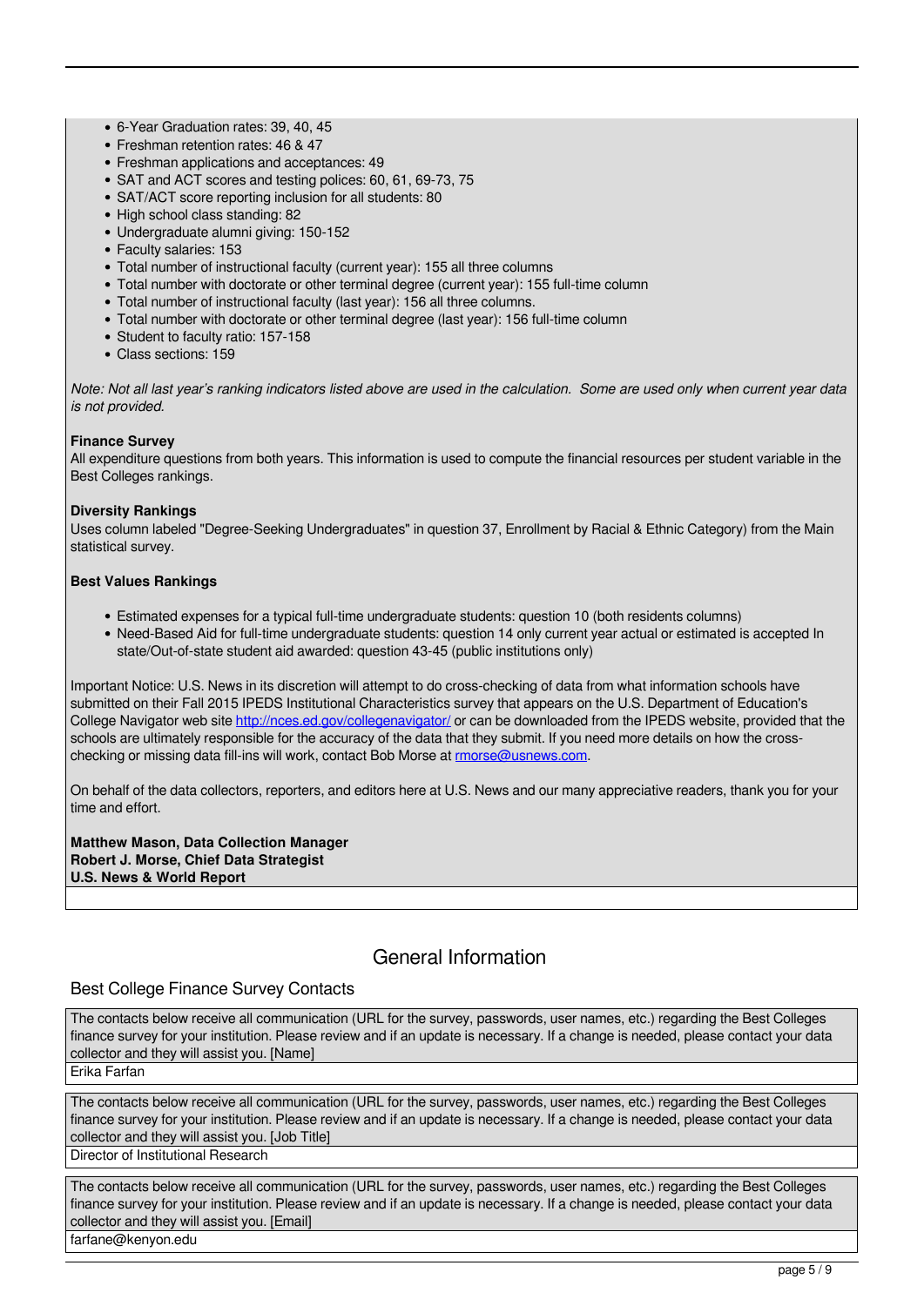- 6-Year Graduation rates: 39, 40, 45
- Freshman retention rates: 46 & 47
- Freshman applications and acceptances: 49
- SAT and ACT scores and testing polices: 60, 61, 69-73, 75
- SAT/ACT score reporting inclusion for all students: 80
- High school class standing: 82
- Undergraduate alumni giving: 150-152
- Faculty salaries: 153
- Total number of instructional faculty (current year): 155 all three columns
- Total number with doctorate or other terminal degree (current year): 155 full-time column
- Total number of instructional faculty (last year): 156 all three columns.
- Total number with doctorate or other terminal degree (last year): 156 full-time column
- Student to faculty ratio: 157-158
- Class sections: 159

*Note: Not all last year's ranking indicators listed above are used in the calculation. Some are used only when current year data is not provided.*

**Finance Survey**
All expenditure questions from both years. This information is used to compute the financial resources per student variable in the Best Colleges rankings.

**Diversity Rankings**
Uses column labeled "Degree-Seeking Undergraduates" in question 37, Enrollment by Racial & Ethnic Category) from the Main statistical survey.

**Best Values Rankings**

- Estimated expenses for a typical full-time undergraduate students: question 10 (both residents columns)
- Need-Based Aid for full-time undergraduate students: question 14 only current year actual or estimated is accepted In state/Out-of-state student aid awarded: question 43-45 (public institutions only)

Important Notice: U.S. News in its discretion will attempt to do cross-checking of data from what information schools have submitted on their Fall 2015 IPEDS Institutional Characteristics survey that appears on the U.S. Department of Education's College Navigator web site http://nces.ed.gov/collegenavigator/ or can be downloaded from the IPEDS website, provided that the schools are ultimately responsible for the accuracy of the data that they submit. If you need more details on how the cross-checking or missing data fill-ins will work, contact Bob Morse at rmorse@usnews.com.

On behalf of the data collectors, reporters, and editors here at U.S. News and our many appreciative readers, thank you for your time and effort.

**Matthew Mason, Data Collection Manager**
**Robert J. Morse, Chief Data Strategist**
**U.S. News & World Report**

# General Information

## Best College Finance Survey Contacts

The contacts below receive all communication (URL for the survey, passwords, user names, etc.) regarding the Best Colleges finance survey for your institution. Please review and if an update is necessary. If a change is needed, please contact your data collector and they will assist you. [Name]

Erika Farfan

The contacts below receive all communication (URL for the survey, passwords, user names, etc.) regarding the Best Colleges finance survey for your institution. Please review and if an update is necessary. If a change is needed, please contact your data collector and they will assist you. [Job Title]

Director of Institutional Research

The contacts below receive all communication (URL for the survey, passwords, user names, etc.) regarding the Best Colleges finance survey for your institution. Please review and if an update is necessary. If a change is needed, please contact your data collector and they will assist you. [Email]

farfane@kenyon.edu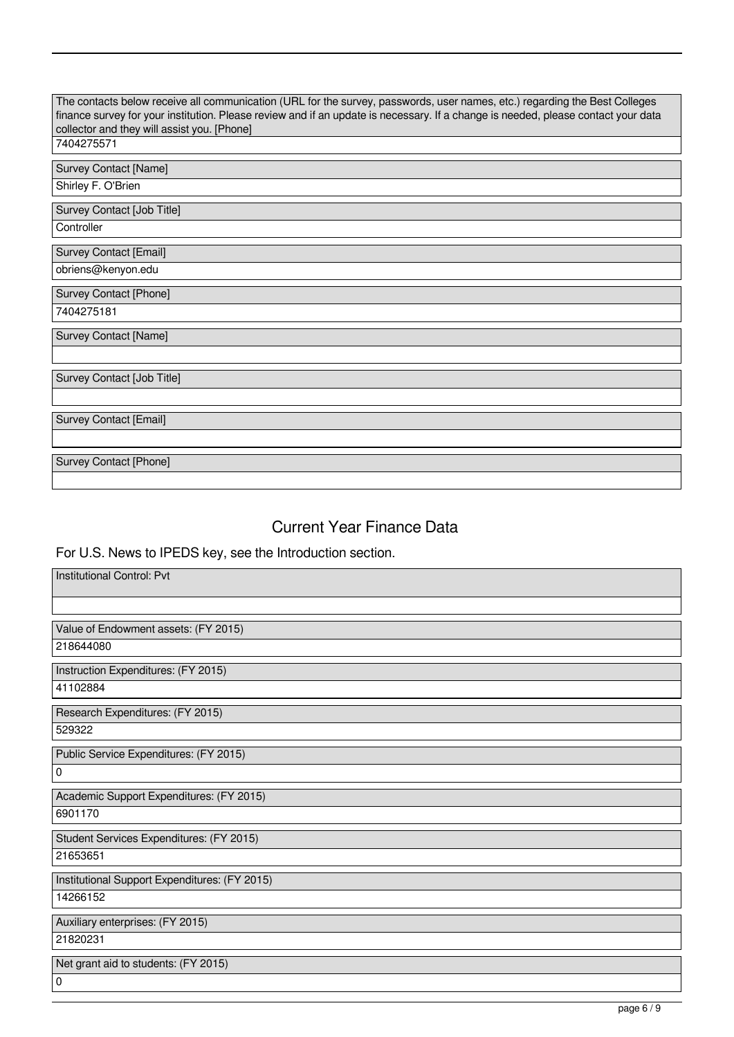The contacts below receive all communication (URL for the survey, passwords, user names, etc.) regarding the Best Colleges finance survey for your institution. Please review and if an update is necessary. If a change is needed, please contact your data collector and they will assist you. [Phone]

7404275571

Survey Contact [Name]

Shirley F. O'Brien

Survey Contact [Job Title]

Controller

Survey Contact [Email]

obriens@kenyon.edu

Survey Contact [Phone]

7404275181

Survey Contact [Name]

Survey Contact [Job Title]

Survey Contact [Email]

Survey Contact [Phone]

## Current Year Finance Data

For U.S. News to IPEDS key, see the Introduction section.

Institutional Control: Pvt

Value of Endowment assets: (FY 2015)

218644080

Instruction Expenditures: (FY 2015)

41102884

Research Expenditures: (FY 2015)

529322

Public Service Expenditures: (FY 2015)

0

Academic Support Expenditures: (FY 2015)

6901170

Student Services Expenditures: (FY 2015)

21653651

Institutional Support Expenditures: (FY 2015)

14266152

Auxiliary enterprises: (FY 2015)

21820231

Net grant aid to students: (FY 2015)

0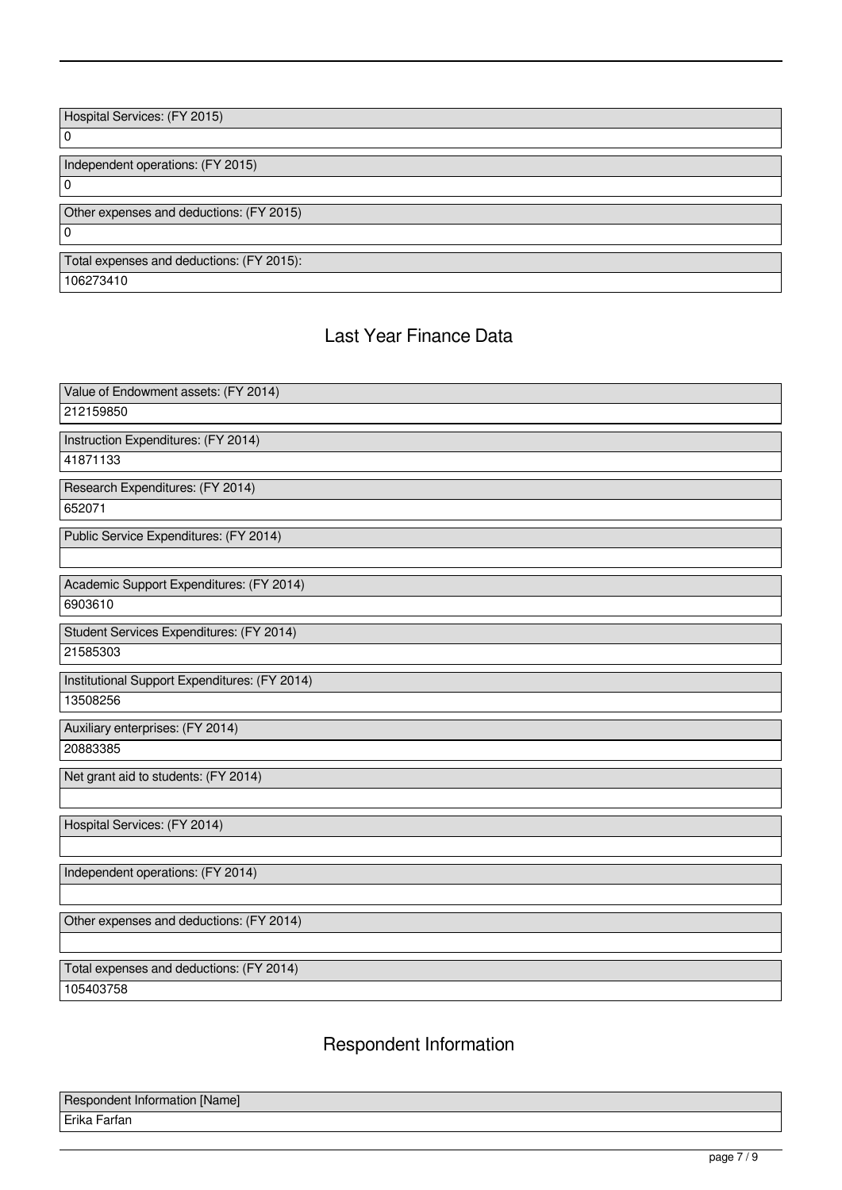Hospital Services: (FY 2015)

0

Independent operations: (FY 2015)

0

Other expenses and deductions: (FY 2015)

0

Total expenses and deductions: (FY 2015):

106273410

## Last Year Finance Data

Value of Endowment assets: (FY 2014)

212159850

Instruction Expenditures: (FY 2014)

41871133

Research Expenditures: (FY 2014)

652071

Public Service Expenditures: (FY 2014)

Academic Support Expenditures: (FY 2014)

6903610

Student Services Expenditures: (FY 2014)

21585303

Institutional Support Expenditures: (FY 2014)

13508256

Auxiliary enterprises: (FY 2014)

20883385

Net grant aid to students: (FY 2014)

Hospital Services: (FY 2014)

Independent operations: (FY 2014)

Other expenses and deductions: (FY 2014)

Total expenses and deductions: (FY 2014)

105403758

## Respondent Information

Respondent Information [Name]

Erika Farfan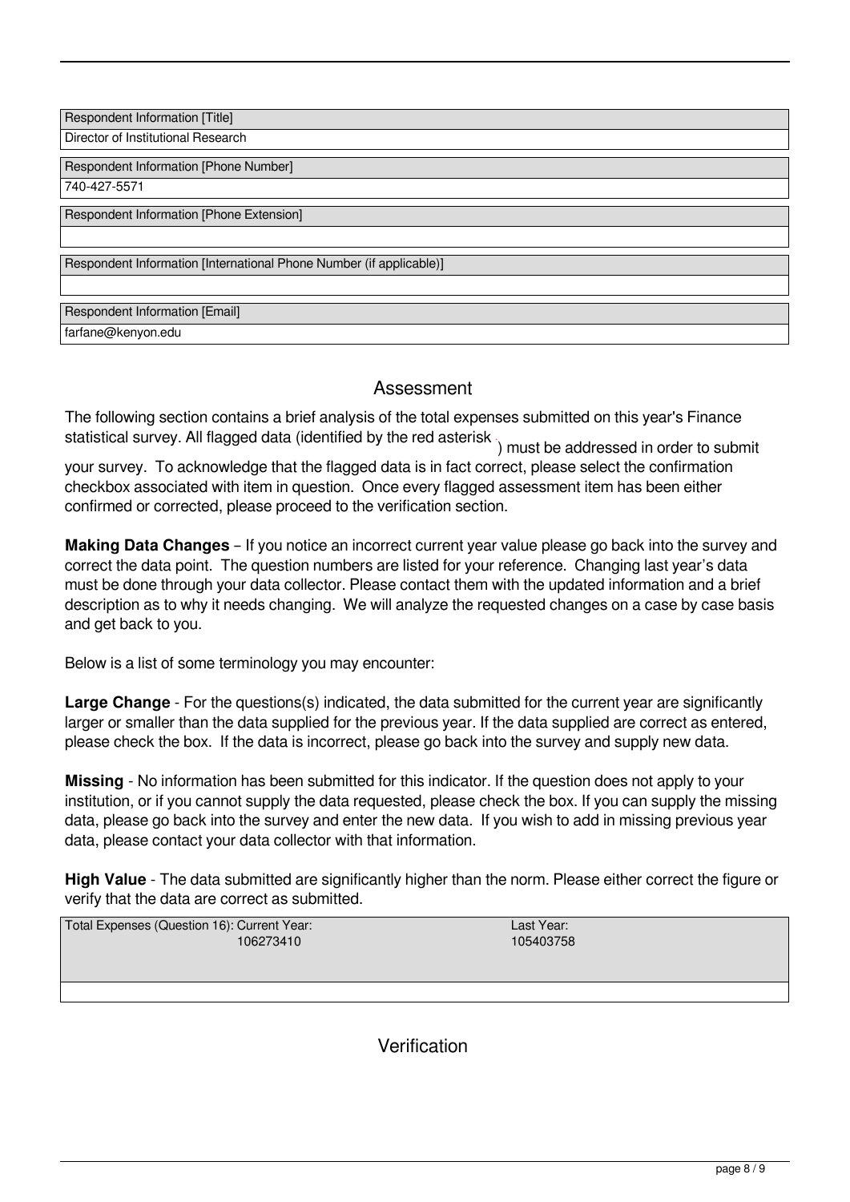| Respondent Information [Title] |
| --- |
| Director of Institutional Research |

| Respondent Information [Phone Number] |
| --- |
| 740-427-5571 |

| Respondent Information [Phone Extension] |
| --- |
| |

| Respondent Information [International Phone Number (if applicable)] |
| --- |
| |

| Respondent Information [Email] |
| --- |
| farfane@kenyon.edu |

## Assessment

The following section contains a brief analysis of the total expenses submitted on this year's Finance statistical survey. All flagged data (identified by the red asterisk ) must be addressed in order to submit your survey. To acknowledge that the flagged data is in fact correct, please select the confirmation checkbox associated with item in question. Once every flagged assessment item has been either confirmed or corrected, please proceed to the verification section.

**Making Data Changes** – If you notice an incorrect current year value please go back into the survey and correct the data point. The question numbers are listed for your reference. Changing last year's data must be done through your data collector. Please contact them with the updated information and a brief description as to why it needs changing. We will analyze the requested changes on a case by case basis and get back to you.

Below is a list of some terminology you may encounter:

**Large Change** - For the questions(s) indicated, the data submitted for the current year are significantly larger or smaller than the data supplied for the previous year. If the data supplied are correct as entered, please check the box. If the data is incorrect, please go back into the survey and supply new data.

**Missing** - No information has been submitted for this indicator. If the question does not apply to your institution, or if you cannot supply the data requested, please check the box. If you can supply the missing data, please go back into the survey and enter the new data. If you wish to add in missing previous year data, please contact your data collector with that information.

**High Value** - The data submitted are significantly higher than the norm. Please either correct the figure or verify that the data are correct as submitted.

| Total Expenses (Question 16): Current Year: | Last Year: |
| --- | --- |
| 106273410 | 105403758 |
| | |

## Verification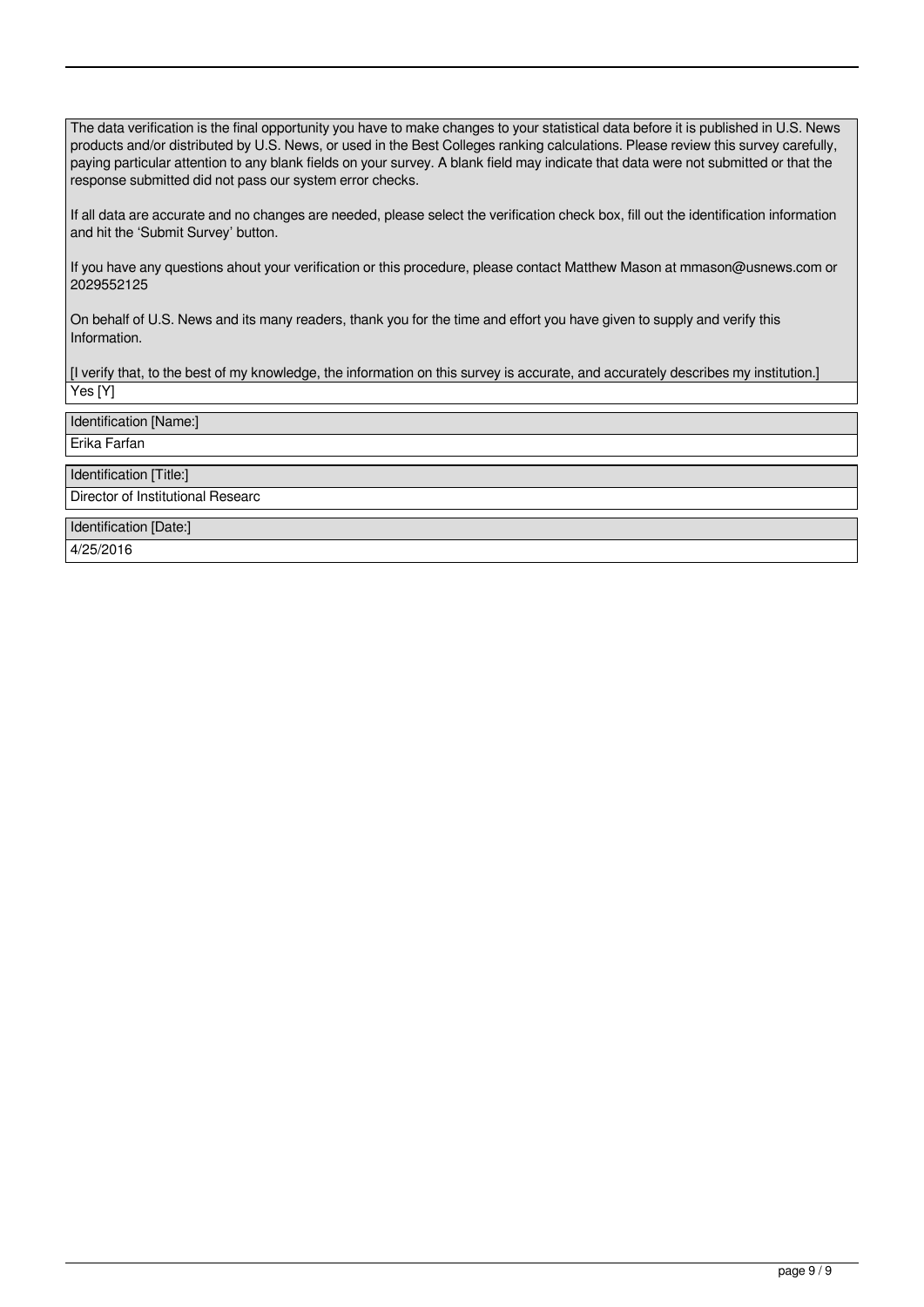The data verification is the final opportunity you have to make changes to your statistical data before it is published in U.S. News products and/or distributed by U.S. News, or used in the Best Colleges ranking calculations. Please review this survey carefully, paying particular attention to any blank fields on your survey. A blank field may indicate that data were not submitted or that the response submitted did not pass our system error checks.

If all data are accurate and no changes are needed, please select the verification check box, fill out the identification information and hit the 'Submit Survey' button.

If you have any questions ahout your verification or this procedure, please contact Matthew Mason at mmason@usnews.com or 2029552125

On behalf of U.S. News and its many readers, thank you for the time and effort you have given to supply and verify this Information.

[I verify that, to the best of my knowledge, the information on this survey is accurate, and accurately describes my institution.]

Yes [Y]

Identification [Name:]

Erika Farfan

Identification [Title:]

Director of Institutional Researc

Identification [Date:]

4/25/2016